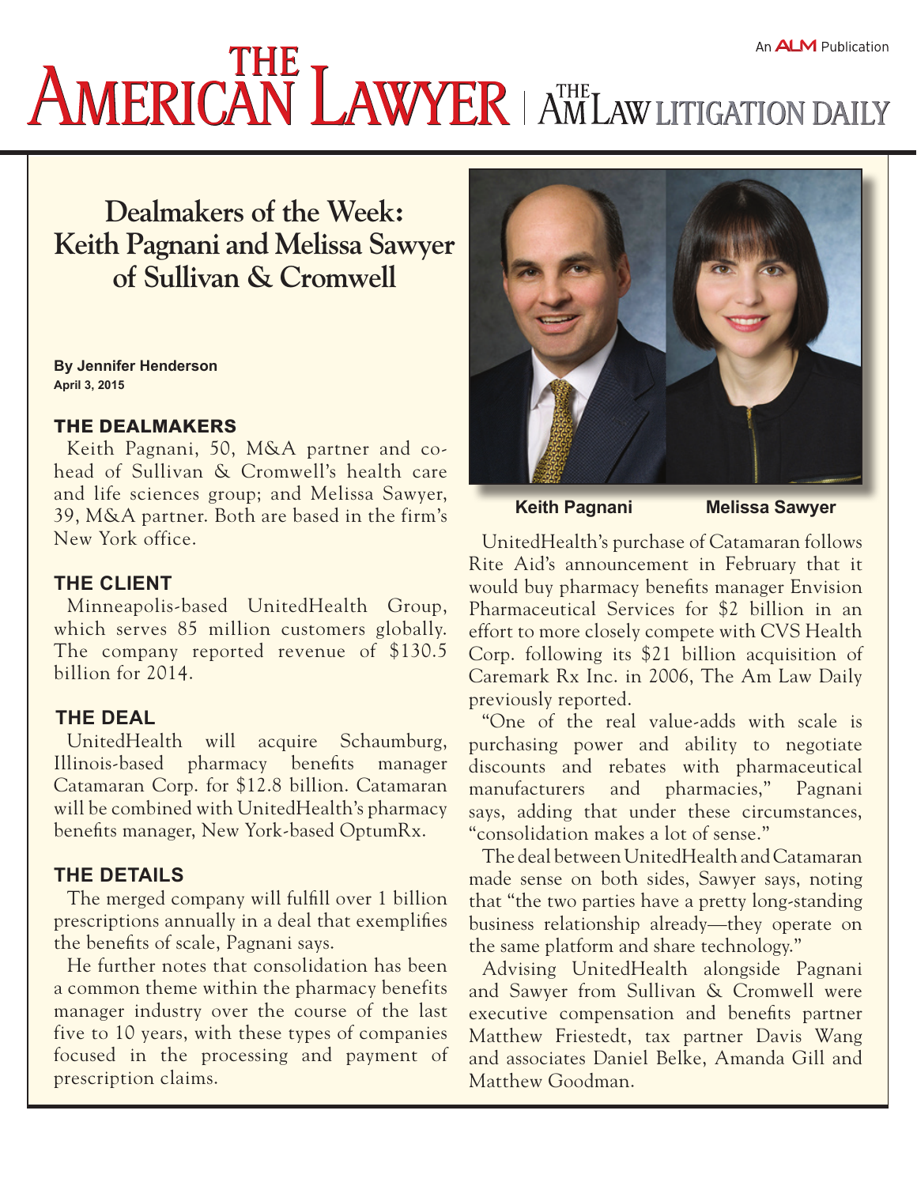An ALM Publication

# THE AMERICAN LAWYER | THE AM LAW LITIGATION DAILY

## Dealmakers of the Week: Keith Pagnani and Melissa Sawyer of Sullivan & Cromwell

**By Jennifer Henderson**
**April 3, 2015**

Keith Pagnani    Melissa Sawyer

### THE DEALMAKERS

Keith Pagnani, 50, M&A partner and co-head of Sullivan & Cromwell's health care and life sciences group; and Melissa Sawyer, 39, M&A partner. Both are based in the firm's New York office.

### THE CLIENT

Minneapolis-based UnitedHealth Group, which serves 85 million customers globally. The company reported revenue of $130.5 billion for 2014.

### THE DEAL

UnitedHealth will acquire Schaumburg, Illinois-based pharmacy benefits manager Catamaran Corp. for $12.8 billion. Catamaran will be combined with UnitedHealth's pharmacy benefits manager, New York-based OptumRx.

### THE DETAILS

The merged company will fulfill over 1 billion prescriptions annually in a deal that exemplifies the benefits of scale, Pagnani says.

He further notes that consolidation has been a common theme within the pharmacy benefits manager industry over the course of the last five to 10 years, with these types of companies focused in the processing and payment of prescription claims.

UnitedHealth's purchase of Catamaran follows Rite Aid's announcement in February that it would buy pharmacy benefits manager Envision Pharmaceutical Services for $2 billion in an effort to more closely compete with CVS Health Corp. following its $21 billion acquisition of Caremark Rx Inc. in 2006, The Am Law Daily previously reported.

"One of the real value-adds with scale is purchasing power and ability to negotiate discounts and rebates with pharmaceutical manufacturers and pharmacies," Pagnani says, adding that under these circumstances, "consolidation makes a lot of sense."

The deal between UnitedHealth and Catamaran made sense on both sides, Sawyer says, noting that "the two parties have a pretty long-standing business relationship already—they operate on the same platform and share technology."

Advising UnitedHealth alongside Pagnani and Sawyer from Sullivan & Cromwell were executive compensation and benefits partner Matthew Friestedt, tax partner Davis Wang and associates Daniel Belke, Amanda Gill and Matthew Goodman.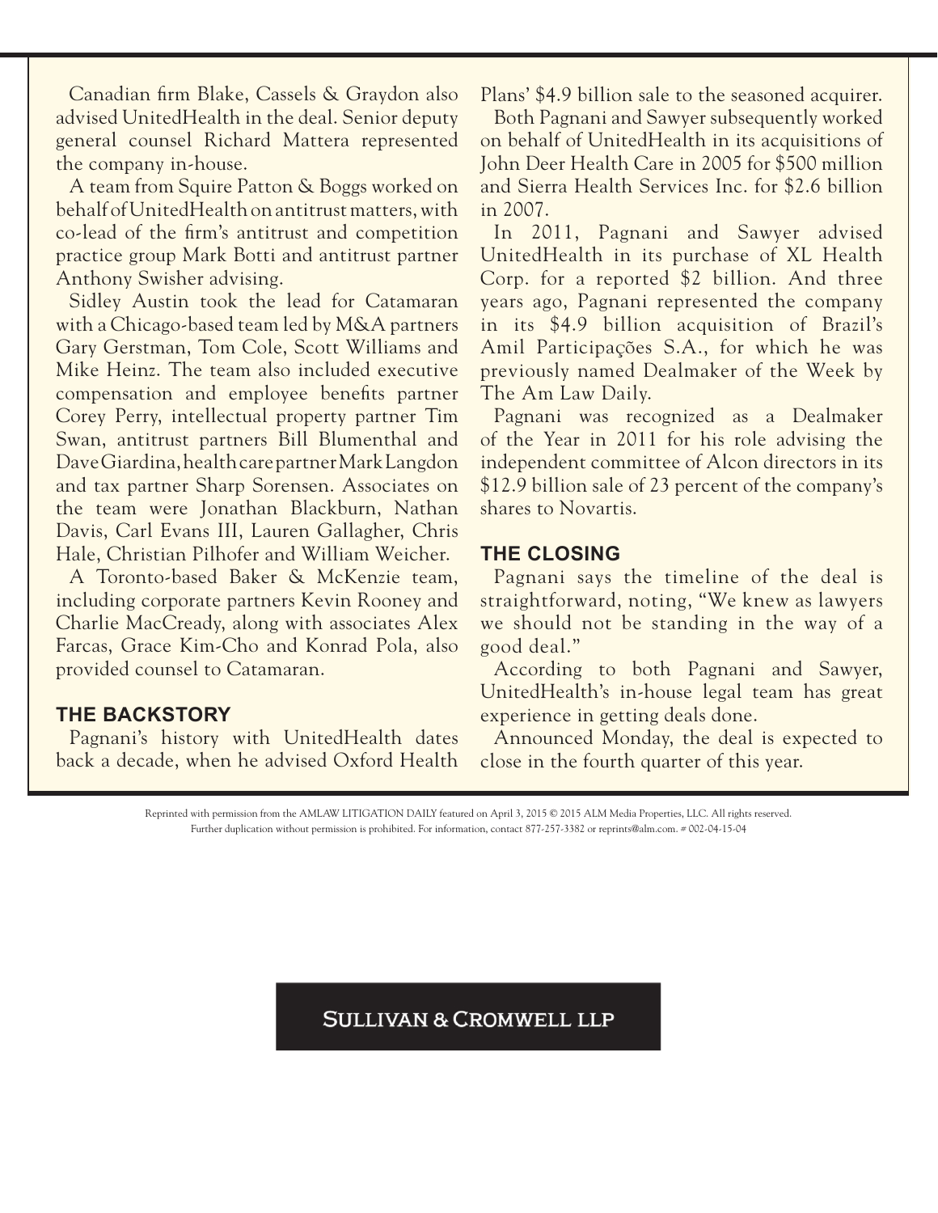Canadian firm Blake, Cassels & Graydon also advised UnitedHealth in the deal. Senior deputy general counsel Richard Mattera represented the company in-house.

A team from Squire Patton & Boggs worked on behalf of UnitedHealth on antitrust matters, with co-lead of the firm's antitrust and competition practice group Mark Botti and antitrust partner Anthony Swisher advising.

Sidley Austin took the lead for Catamaran with a Chicago-based team led by M&A partners Gary Gerstman, Tom Cole, Scott Williams and Mike Heinz. The team also included executive compensation and employee benefits partner Corey Perry, intellectual property partner Tim Swan, antitrust partners Bill Blumenthal and Dave Giardina, health care partner Mark Langdon and tax partner Sharp Sorensen. Associates on the team were Jonathan Blackburn, Nathan Davis, Carl Evans III, Lauren Gallagher, Chris Hale, Christian Pilhofer and William Weicher.

A Toronto-based Baker & McKenzie team, including corporate partners Kevin Rooney and Charlie MacCready, along with associates Alex Farcas, Grace Kim-Cho and Konrad Pola, also provided counsel to Catamaran.

## THE BACKSTORY

Pagnani's history with UnitedHealth dates back a decade, when he advised Oxford Health Plans' $4.9 billion sale to the seasoned acquirer.

Both Pagnani and Sawyer subsequently worked on behalf of UnitedHealth in its acquisitions of John Deer Health Care in 2005 for $500 million and Sierra Health Services Inc. for $2.6 billion in 2007.

In 2011, Pagnani and Sawyer advised UnitedHealth in its purchase of XL Health Corp. for a reported $2 billion. And three years ago, Pagnani represented the company in its $4.9 billion acquisition of Brazil's Amil Participações S.A., for which he was previously named Dealmaker of the Week by The Am Law Daily.

Pagnani was recognized as a Dealmaker of the Year in 2011 for his role advising the independent committee of Alcon directors in its $12.9 billion sale of 23 percent of the company's shares to Novartis.

## THE CLOSING

Pagnani says the timeline of the deal is straightforward, noting, "We knew as lawyers we should not be standing in the way of a good deal."

According to both Pagnani and Sawyer, UnitedHealth's in-house legal team has great experience in getting deals done.

Announced Monday, the deal is expected to close in the fourth quarter of this year.

Reprinted with permission from the AMLAW LITIGATION DAILY featured on April 3, 2015 © 2015 ALM Media Properties, LLC. All rights reserved.
Further duplication without permission is prohibited. For information, contact 877-257-3382 or reprints@alm.com. # 002-04-15-04

SULLIVAN & CROMWELL LLP